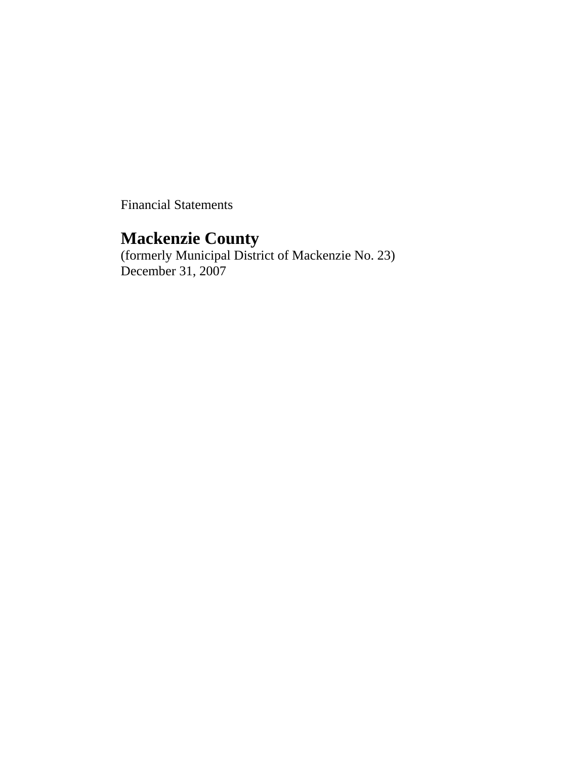Financial Statements

# Mackenzie County

(formerly Municipal District of Mackenzie No. 23)
December 31, 2007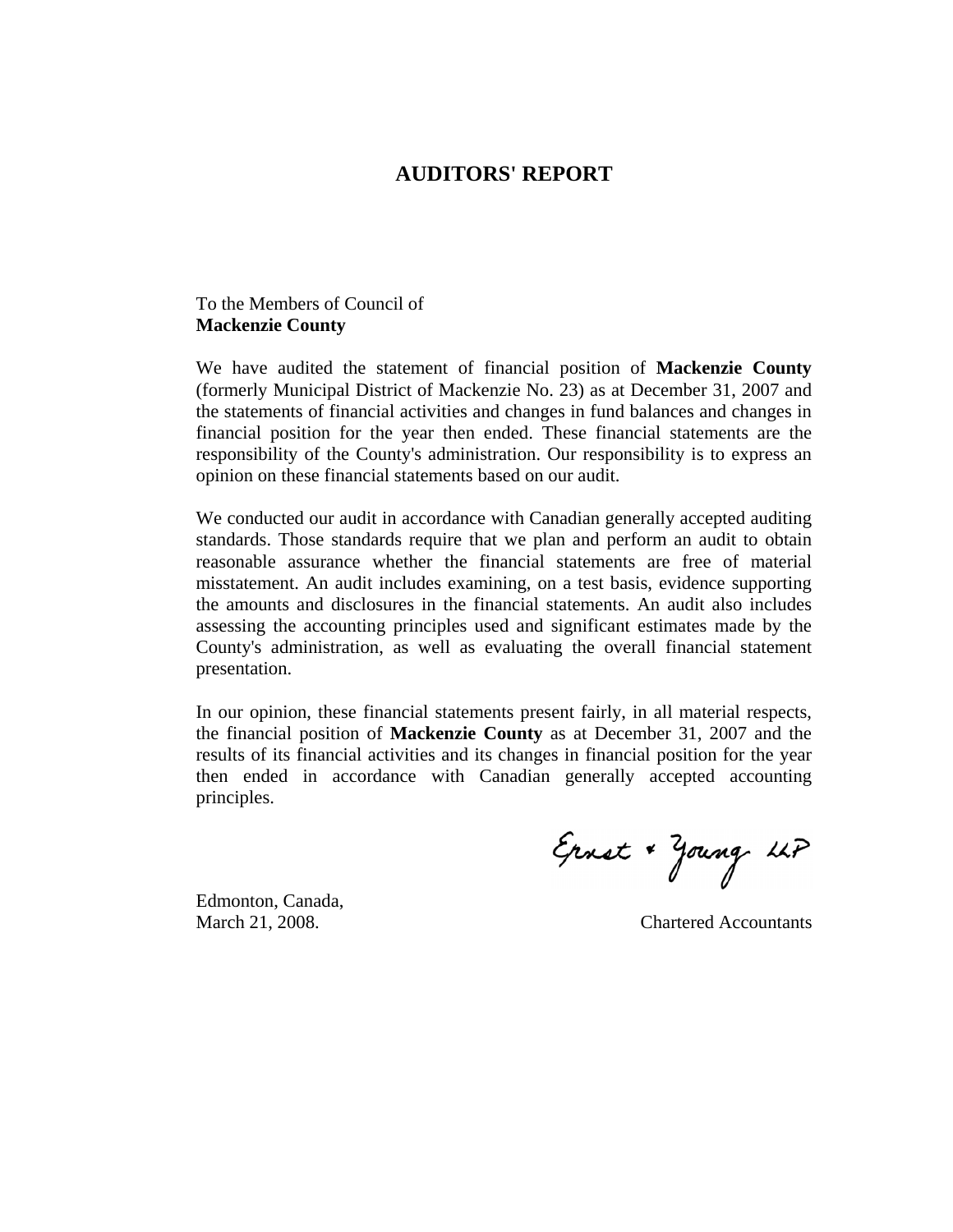# AUDITORS' REPORT

To the Members of Council of
**Mackenzie County**

We have audited the statement of financial position of **Mackenzie County** (formerly Municipal District of Mackenzie No. 23) as at December 31, 2007 and the statements of financial activities and changes in fund balances and changes in financial position for the year then ended. These financial statements are the responsibility of the County's administration. Our responsibility is to express an opinion on these financial statements based on our audit.

We conducted our audit in accordance with Canadian generally accepted auditing standards. Those standards require that we plan and perform an audit to obtain reasonable assurance whether the financial statements are free of material misstatement. An audit includes examining, on a test basis, evidence supporting the amounts and disclosures in the financial statements. An audit also includes assessing the accounting principles used and significant estimates made by the County's administration, as well as evaluating the overall financial statement presentation.

In our opinion, these financial statements present fairly, in all material respects, the financial position of **Mackenzie County** as at December 31, 2007 and the results of its financial activities and its changes in financial position for the year then ended in accordance with Canadian generally accepted accounting principles.

Ernst & Young LLP

Edmonton, Canada,
March 21, 2008.

Chartered Accountants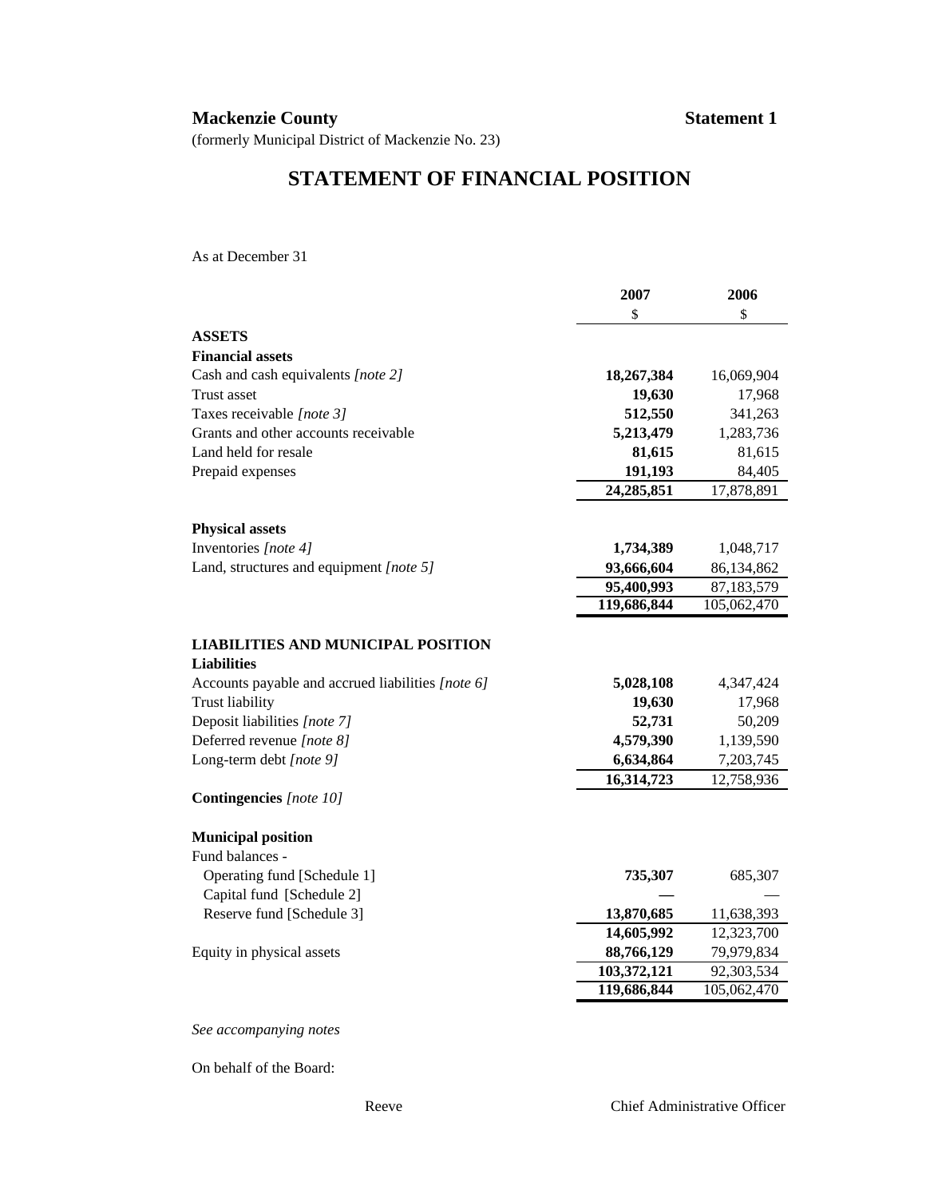**Mackenzie County** **Statement 1**

(formerly Municipal District of Mackenzie No. 23)

# STATEMENT OF FINANCIAL POSITION

As at December 31

| | 2007 | 2006 |
|---|---|---|
| | $ | $ |
| **ASSETS** | | |
| **Financial assets** | | |
| Cash and cash equivalents *[note 2]* | **18,267,384** | 16,069,904 |
| Trust asset | **19,630** | 17,968 |
| Taxes receivable *[note 3]* | **512,550** | 341,263 |
| Grants and other accounts receivable | **5,213,479** | 1,283,736 |
| Land held for resale | **81,615** | 81,615 |
| Prepaid expenses | **191,193** | 84,405 |
| | **24,285,851** | 17,878,891 |
| **Physical assets** | | |
| Inventories *[note 4]* | **1,734,389** | 1,048,717 |
| Land, structures and equipment *[note 5]* | **93,666,604** | 86,134,862 |
| | **95,400,993** | 87,183,579 |
| | **119,686,844** | 105,062,470 |
| **LIABILITIES AND MUNICIPAL POSITION** | | |
| **Liabilities** | | |
| Accounts payable and accrued liabilities *[note 6]* | **5,028,108** | 4,347,424 |
| Trust liability | **19,630** | 17,968 |
| Deposit liabilities *[note 7]* | **52,731** | 50,209 |
| Deferred revenue *[note 8]* | **4,579,390** | 1,139,590 |
| Long-term debt *[note 9]* | **6,634,864** | 7,203,745 |
| | **16,314,723** | 12,758,936 |
| **Contingencies** *[note 10]* | | |
| **Municipal position** | | |
| Fund balances - | | |
| Operating fund [Schedule 1] | **735,307** | 685,307 |
| Capital fund [Schedule 2] | **—** | — |
| Reserve fund [Schedule 3] | **13,870,685** | 11,638,393 |
| | **14,605,992** | 12,323,700 |
| Equity in physical assets | **88,766,129** | 79,979,834 |
| | **103,372,121** | 92,303,534 |
| | **119,686,844** | 105,062,470 |

*See accompanying notes*

On behalf of the Board:

Reeve Chief Administrative Officer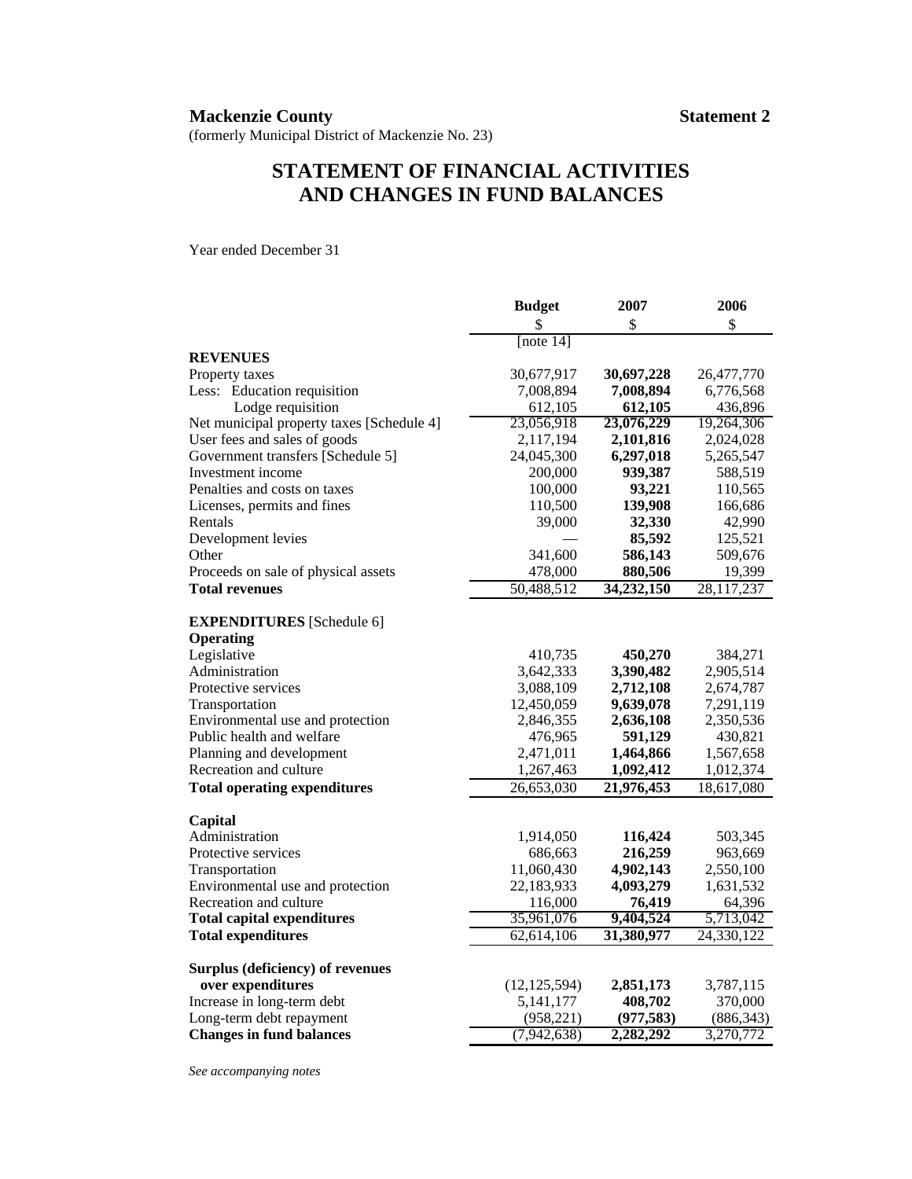**Mackenzie County** **Statement 2**

(formerly Municipal District of Mackenzie No. 23)

# STATEMENT OF FINANCIAL ACTIVITIES AND CHANGES IN FUND BALANCES

Year ended December 31

| | Budget | 2007 | 2006 |
|---|---|---|---|
| | $ | $ | $ |
| | [note 14] | | |
| **REVENUES** | | | |
| Property taxes | 30,677,917 | **30,697,228** | 26,477,770 |
| Less: Education requisition | 7,008,894 | **7,008,894** | 6,776,568 |
| Lodge requisition | 612,105 | **612,105** | 436,896 |
| Net municipal property taxes [Schedule 4] | 23,056,918 | **23,076,229** | 19,264,306 |
| User fees and sales of goods | 2,117,194 | **2,101,816** | 2,024,028 |
| Government transfers [Schedule 5] | 24,045,300 | **6,297,018** | 5,265,547 |
| Investment income | 200,000 | **939,387** | 588,519 |
| Penalties and costs on taxes | 100,000 | **93,221** | 110,565 |
| Licenses, permits and fines | 110,500 | **139,908** | 166,686 |
| Rentals | 39,000 | **32,330** | 42,990 |
| Development levies | — | **85,592** | 125,521 |
| Other | 341,600 | **586,143** | 509,676 |
| Proceeds on sale of physical assets | 478,000 | **880,506** | 19,399 |
| **Total revenues** | 50,488,512 | **34,232,150** | 28,117,237 |
| | | | |
| **EXPENDITURES** [Schedule 6] | | | |
| **Operating** | | | |
| Legislative | 410,735 | **450,270** | 384,271 |
| Administration | 3,642,333 | **3,390,482** | 2,905,514 |
| Protective services | 3,088,109 | **2,712,108** | 2,674,787 |
| Transportation | 12,450,059 | **9,639,078** | 7,291,119 |
| Environmental use and protection | 2,846,355 | **2,636,108** | 2,350,536 |
| Public health and welfare | 476,965 | **591,129** | 430,821 |
| Planning and development | 2,471,011 | **1,464,866** | 1,567,658 |
| Recreation and culture | 1,267,463 | **1,092,412** | 1,012,374 |
| **Total operating expenditures** | 26,653,030 | **21,976,453** | 18,617,080 |
| | | | |
| **Capital** | | | |
| Administration | 1,914,050 | **116,424** | 503,345 |
| Protective services | 686,663 | **216,259** | 963,669 |
| Transportation | 11,060,430 | **4,902,143** | 2,550,100 |
| Environmental use and protection | 22,183,933 | **4,093,279** | 1,631,532 |
| Recreation and culture | 116,000 | **76,419** | 64,396 |
| **Total capital expenditures** | 35,961,076 | **9,404,524** | 5,713,042 |
| **Total expenditures** | 62,614,106 | **31,380,977** | 24,330,122 |
| | | | |
| **Surplus (deficiency) of revenues over expenditures** | (12,125,594) | **2,851,173** | 3,787,115 |
| Increase in long-term debt | 5,141,177 | **408,702** | 370,000 |
| Long-term debt repayment | (958,221) | **(977,583)** | (886,343) |
| **Changes in fund balances** | (7,942,638) | **2,282,292** | 3,270,772 |

*See accompanying notes*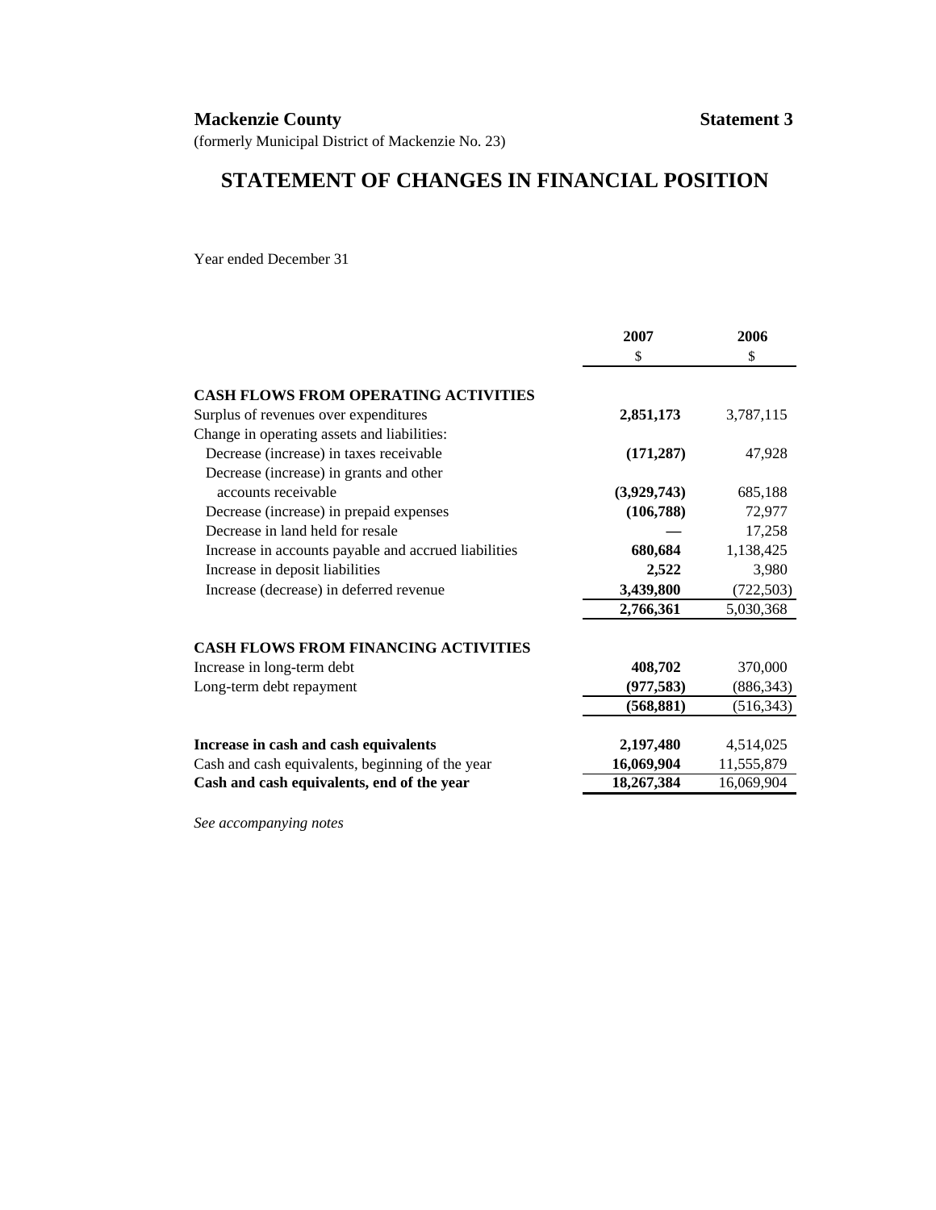**Mackenzie County** **Statement 3**

(formerly Municipal District of Mackenzie No. 23)

# STATEMENT OF CHANGES IN FINANCIAL POSITION

Year ended December 31

| | 2007 | 2006 |
|---|---|---|
| | $ | $ |
| **CASH FLOWS FROM OPERATING ACTIVITIES** | | |
| Surplus of revenues over expenditures | **2,851,173** | 3,787,115 |
| Change in operating assets and liabilities: | | |
| Decrease (increase) in taxes receivable | **(171,287)** | 47,928 |
| Decrease (increase) in grants and other accounts receivable | **(3,929,743)** | 685,188 |
| Decrease (increase) in prepaid expenses | **(106,788)** | 72,977 |
| Decrease in land held for resale | **—** | 17,258 |
| Increase in accounts payable and accrued liabilities | **680,684** | 1,138,425 |
| Increase in deposit liabilities | **2,522** | 3,980 |
| Increase (decrease) in deferred revenue | **3,439,800** | (722,503) |
| | **2,766,361** | 5,030,368 |
| **CASH FLOWS FROM FINANCING ACTIVITIES** | | |
| Increase in long-term debt | **408,702** | 370,000 |
| Long-term debt repayment | **(977,583)** | (886,343) |
| | **(568,881)** | (516,343) |
| **Increase in cash and cash equivalents** | **2,197,480** | 4,514,025 |
| Cash and cash equivalents, beginning of the year | **16,069,904** | 11,555,879 |
| **Cash and cash equivalents, end of the year** | **18,267,384** | 16,069,904 |

*See accompanying notes*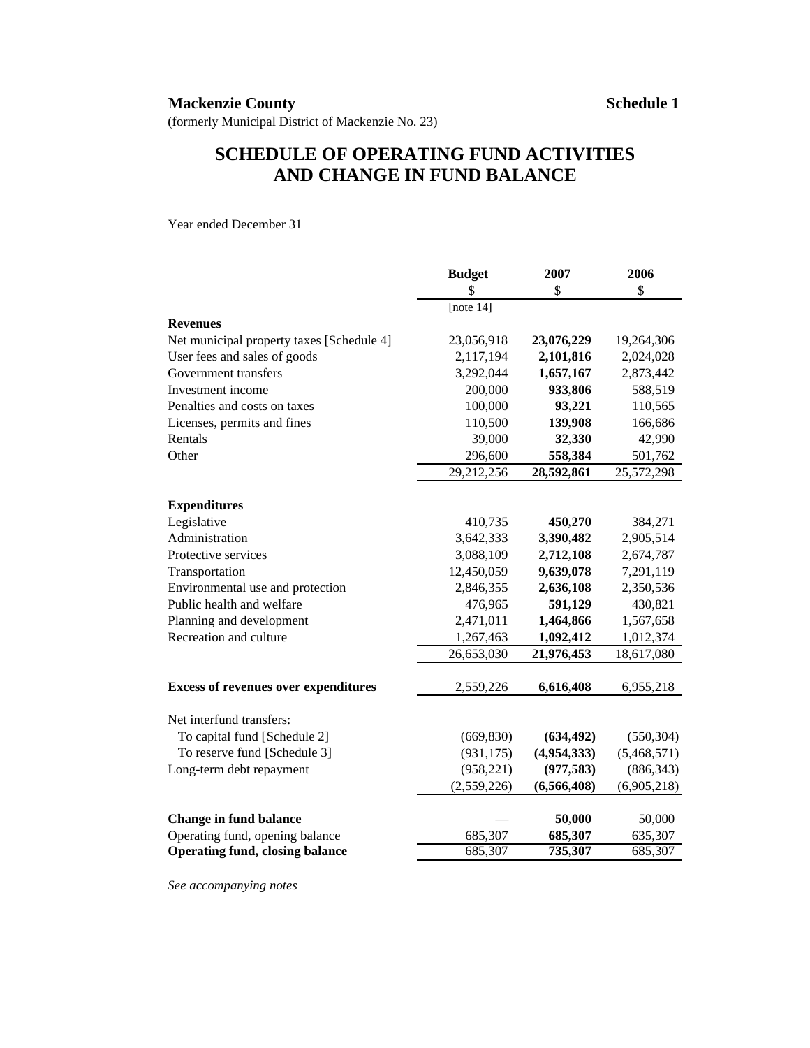**Mackenzie County** **Schedule 1**

(formerly Municipal District of Mackenzie No. 23)

# SCHEDULE OF OPERATING FUND ACTIVITIES AND CHANGE IN FUND BALANCE

Year ended December 31

| | Budget | 2007 | 2006 |
|---|---|---|---|
| | $ | $ | $ |
| | [note 14] | | |
| **Revenues** | | | |
| Net municipal property taxes [Schedule 4] | 23,056,918 | **23,076,229** | 19,264,306 |
| User fees and sales of goods | 2,117,194 | **2,101,816** | 2,024,028 |
| Government transfers | 3,292,044 | **1,657,167** | 2,873,442 |
| Investment income | 200,000 | **933,806** | 588,519 |
| Penalties and costs on taxes | 100,000 | **93,221** | 110,565 |
| Licenses, permits and fines | 110,500 | **139,908** | 166,686 |
| Rentals | 39,000 | **32,330** | 42,990 |
| Other | 296,600 | **558,384** | 501,762 |
| | 29,212,256 | **28,592,861** | 25,572,298 |
| **Expenditures** | | | |
| Legislative | 410,735 | **450,270** | 384,271 |
| Administration | 3,642,333 | **3,390,482** | 2,905,514 |
| Protective services | 3,088,109 | **2,712,108** | 2,674,787 |
| Transportation | 12,450,059 | **9,639,078** | 7,291,119 |
| Environmental use and protection | 2,846,355 | **2,636,108** | 2,350,536 |
| Public health and welfare | 476,965 | **591,129** | 430,821 |
| Planning and development | 2,471,011 | **1,464,866** | 1,567,658 |
| Recreation and culture | 1,267,463 | **1,092,412** | 1,012,374 |
| | 26,653,030 | **21,976,453** | 18,617,080 |
| **Excess of revenues over expenditures** | 2,559,226 | **6,616,408** | 6,955,218 |
| Net interfund transfers: | | | |
| To capital fund [Schedule 2] | (669,830) | **(634,492)** | (550,304) |
| To reserve fund [Schedule 3] | (931,175) | **(4,954,333)** | (5,468,571) |
| Long-term debt repayment | (958,221) | **(977,583)** | (886,343) |
| | (2,559,226) | **(6,566,408)** | (6,905,218) |
| **Change in fund balance** | — | **50,000** | 50,000 |
| Operating fund, opening balance | 685,307 | **685,307** | 635,307 |
| **Operating fund, closing balance** | 685,307 | **735,307** | 685,307 |

*See accompanying notes*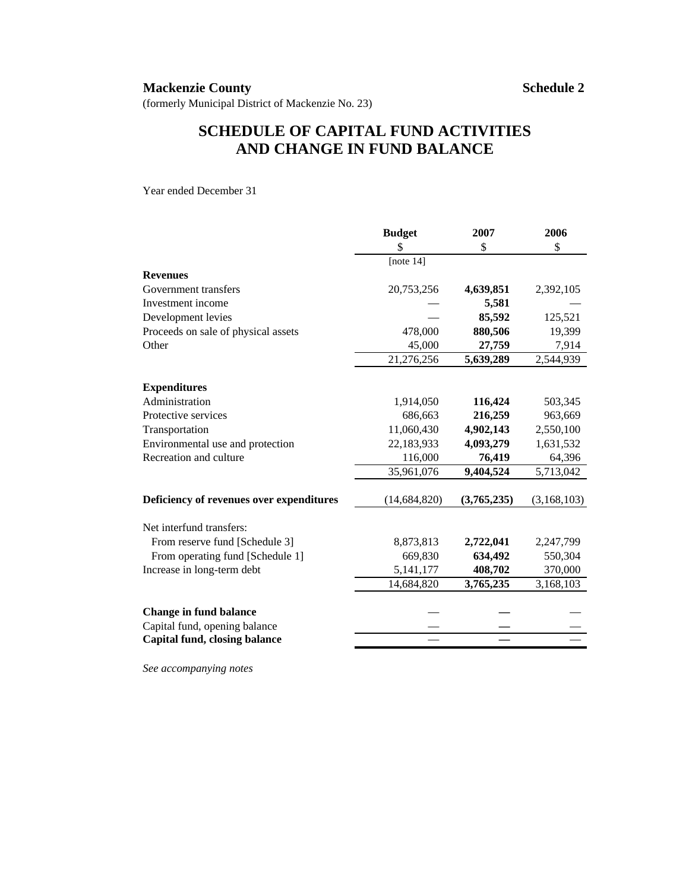**Mackenzie County** **Schedule 2**

(formerly Municipal District of Mackenzie No. 23)

# SCHEDULE OF CAPITAL FUND ACTIVITIES AND CHANGE IN FUND BALANCE

Year ended December 31

| | Budget | 2007 | 2006 |
|---|---|---|---|
| | $ | $ | $ |
| | [note 14] | | |
| **Revenues** | | | |
| Government transfers | 20,753,256 | **4,639,851** | 2,392,105 |
| Investment income | — | **5,581** | — |
| Development levies | — | **85,592** | 125,521 |
| Proceeds on sale of physical assets | 478,000 | **880,506** | 19,399 |
| Other | 45,000 | **27,759** | 7,914 |
| | 21,276,256 | **5,639,289** | 2,544,939 |
| **Expenditures** | | | |
| Administration | 1,914,050 | **116,424** | 503,345 |
| Protective services | 686,663 | **216,259** | 963,669 |
| Transportation | 11,060,430 | **4,902,143** | 2,550,100 |
| Environmental use and protection | 22,183,933 | **4,093,279** | 1,631,532 |
| Recreation and culture | 116,000 | **76,419** | 64,396 |
| | 35,961,076 | **9,404,524** | 5,713,042 |
| **Deficiency of revenues over expenditures** | (14,684,820) | **(3,765,235)** | (3,168,103) |
| Net interfund transfers: | | | |
| From reserve fund [Schedule 3] | 8,873,813 | **2,722,041** | 2,247,799 |
| From operating fund [Schedule 1] | 669,830 | **634,492** | 550,304 |
| Increase in long-term debt | 5,141,177 | **408,702** | 370,000 |
| | 14,684,820 | **3,765,235** | 3,168,103 |
| **Change in fund balance** | — | **—** | — |
| Capital fund, opening balance | — | **—** | — |
| **Capital fund, closing balance** | — | **—** | — |

*See accompanying notes*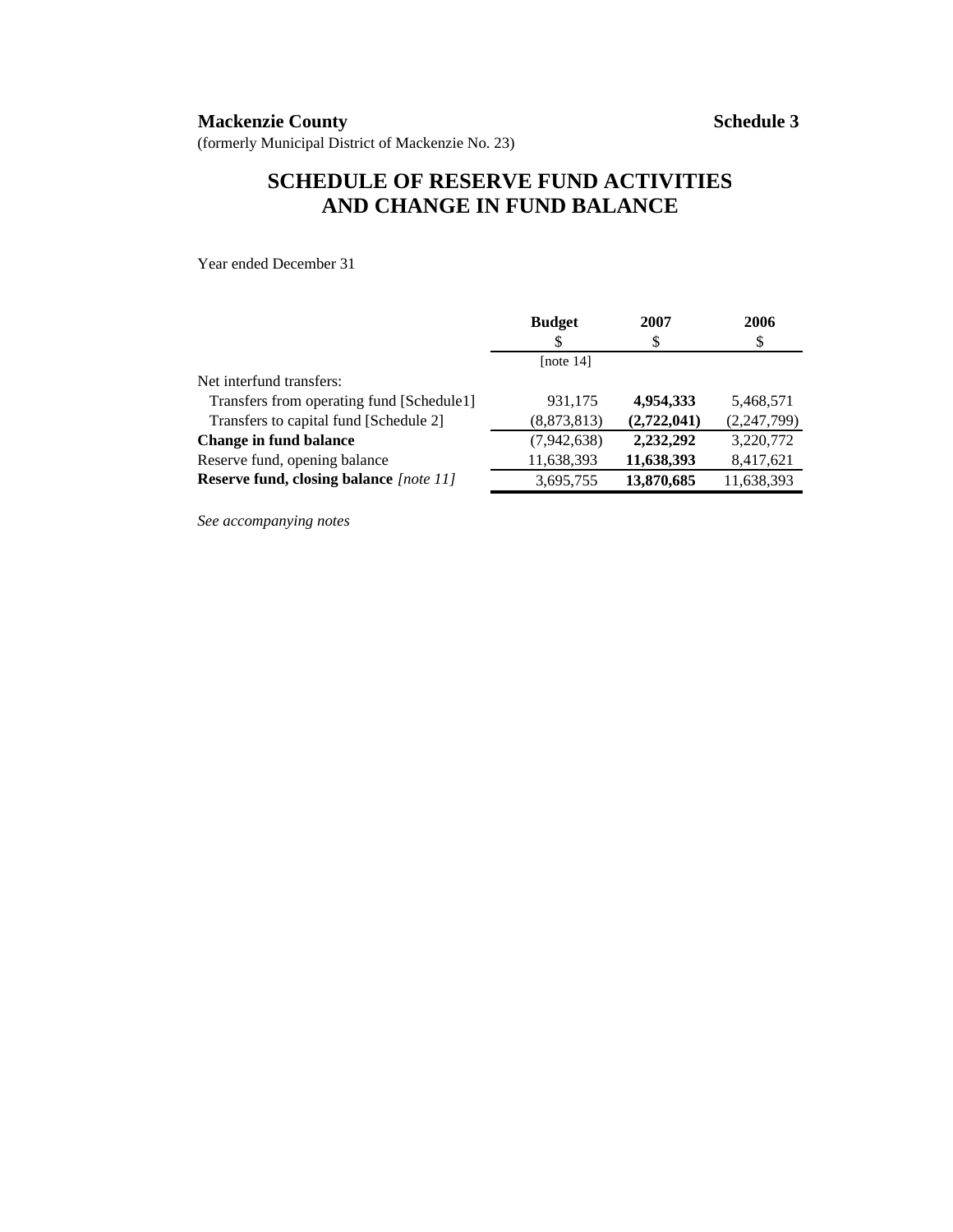**Mackenzie County** **Schedule 3**

(formerly Municipal District of Mackenzie No. 23)

# SCHEDULE OF RESERVE FUND ACTIVITIES AND CHANGE IN FUND BALANCE

Year ended December 31

| | Budget | 2007 | 2006 |
|---|---|---|---|
| | $ | $ | $ |
| | [note 14] | | |
| Net interfund transfers: | | | |
| Transfers from operating fund [Schedule1] | 931,175 | **4,954,333** | 5,468,571 |
| Transfers to capital fund [Schedule 2] | (8,873,813) | **(2,722,041)** | (2,247,799) |
| **Change in fund balance** | (7,942,638) | **2,232,292** | 3,220,772 |
| Reserve fund, opening balance | 11,638,393 | **11,638,393** | 8,417,621 |
| **Reserve fund, closing balance** *[note 11]* | 3,695,755 | **13,870,685** | 11,638,393 |

*See accompanying notes*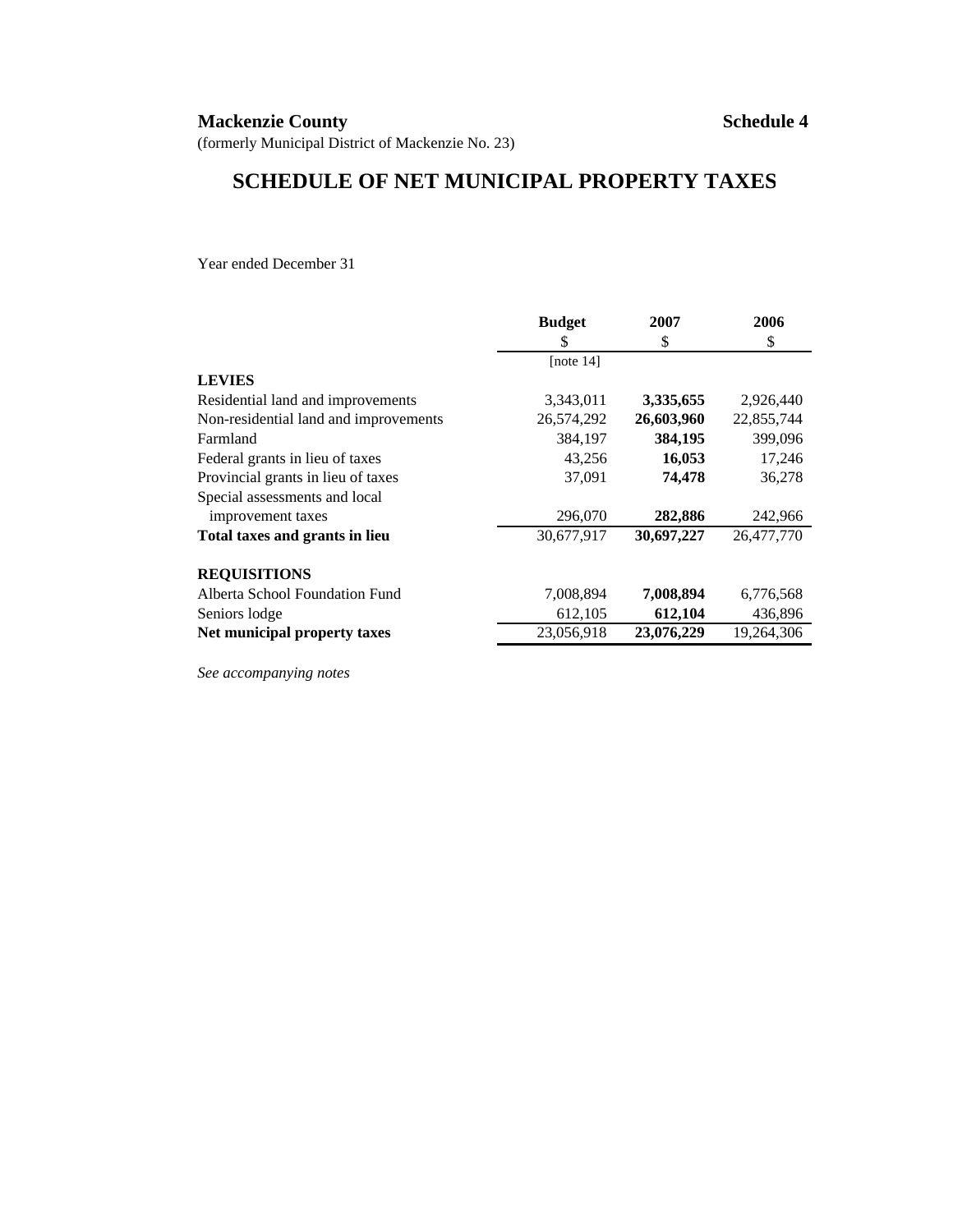**Mackenzie County** **Schedule 4**

(formerly Municipal District of Mackenzie No. 23)

## SCHEDULE OF NET MUNICIPAL PROPERTY TAXES

Year ended December 31

| | Budget | 2007 | 2006 |
|---|---|---|---|
| | $ | $ | $ |
| | [note 14] | | |
| **LEVIES** | | | |
| Residential land and improvements | 3,343,011 | **3,335,655** | 2,926,440 |
| Non-residential land and improvements | 26,574,292 | **26,603,960** | 22,855,744 |
| Farmland | 384,197 | **384,195** | 399,096 |
| Federal grants in lieu of taxes | 43,256 | **16,053** | 17,246 |
| Provincial grants in lieu of taxes | 37,091 | **74,478** | 36,278 |
| Special assessments and local improvement taxes | 296,070 | **282,886** | 242,966 |
| **Total taxes and grants in lieu** | 30,677,917 | **30,697,227** | 26,477,770 |
| **REQUISITIONS** | | | |
| Alberta School Foundation Fund | 7,008,894 | **7,008,894** | 6,776,568 |
| Seniors lodge | 612,105 | **612,104** | 436,896 |
| **Net municipal property taxes** | 23,056,918 | **23,076,229** | 19,264,306 |

*See accompanying notes*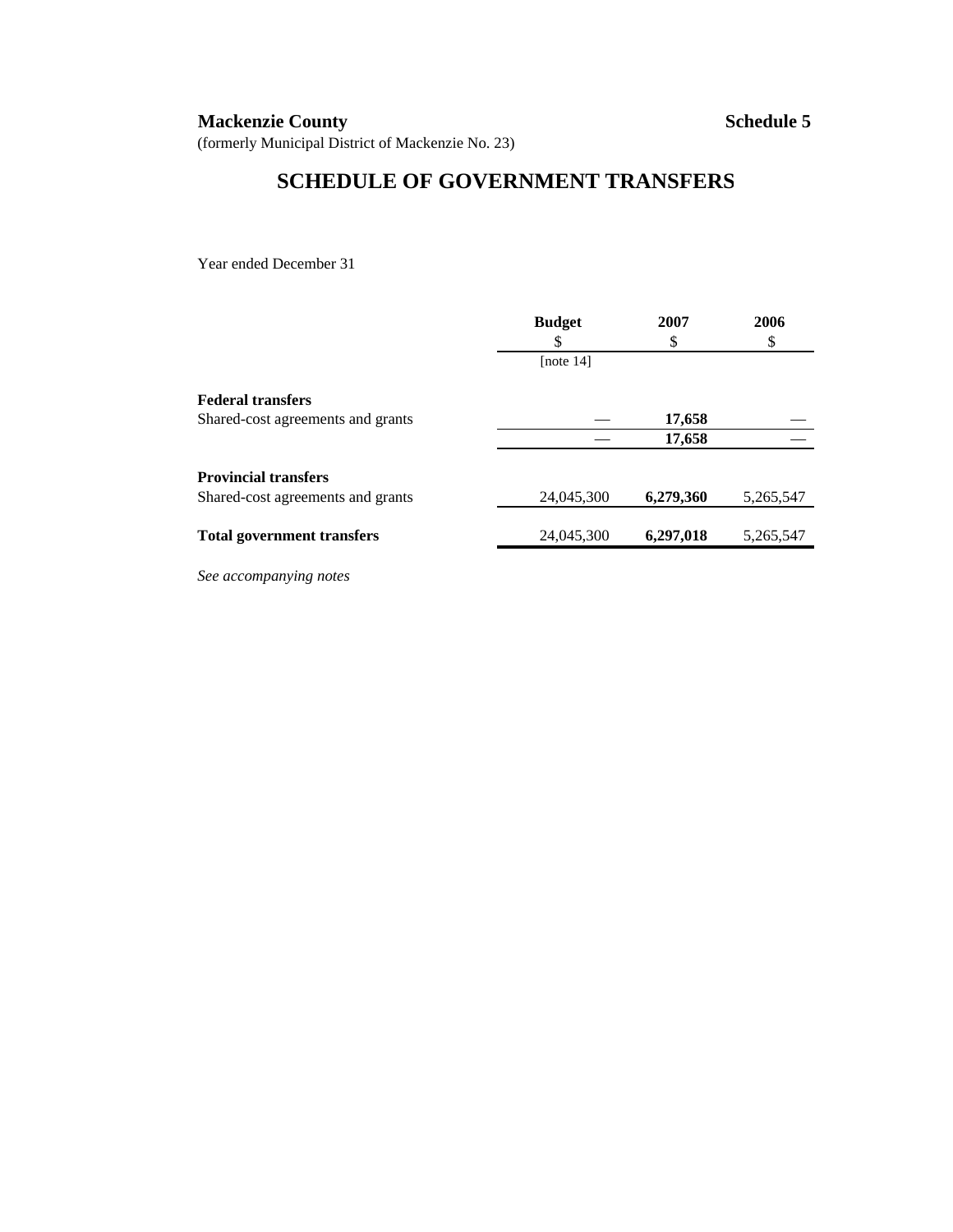**Mackenzie County** **Schedule 5**

(formerly Municipal District of Mackenzie No. 23)

# SCHEDULE OF GOVERNMENT TRANSFERS

Year ended December 31

| | Budget<br>$<br>[note 14] | 2007<br>$ | 2006<br>$ |
|---|---|---|---|
| **Federal transfers** | | | |
| Shared-cost agreements and grants | — | **17,658** | — |
| | — | **17,658** | — |
| **Provincial transfers** | | | |
| Shared-cost agreements and grants | 24,045,300 | **6,279,360** | 5,265,547 |
| **Total government transfers** | 24,045,300 | **6,297,018** | 5,265,547 |

*See accompanying notes*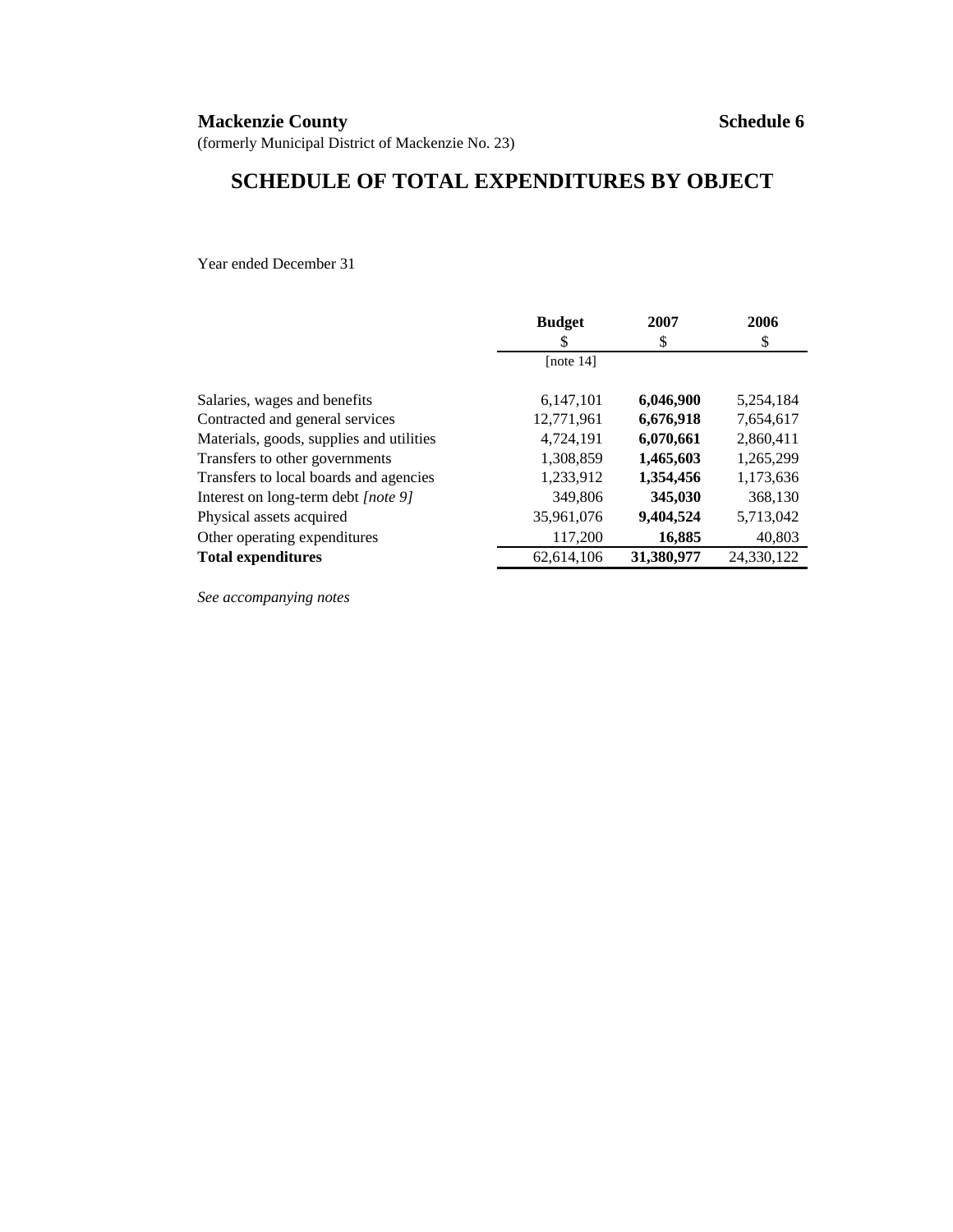**Mackenzie County** **Schedule 6**

(formerly Municipal District of Mackenzie No. 23)

# SCHEDULE OF TOTAL EXPENDITURES BY OBJECT

Year ended December 31

| | Budget<br>$<br>[note 14] | 2007<br>$ | 2006<br>$ |
|---|---|---|---|
| Salaries, wages and benefits | 6,147,101 | **6,046,900** | 5,254,184 |
| Contracted and general services | 12,771,961 | **6,676,918** | 7,654,617 |
| Materials, goods, supplies and utilities | 4,724,191 | **6,070,661** | 2,860,411 |
| Transfers to other governments | 1,308,859 | **1,465,603** | 1,265,299 |
| Transfers to local boards and agencies | 1,233,912 | **1,354,456** | 1,173,636 |
| Interest on long-term debt *[note 9]* | 349,806 | **345,030** | 368,130 |
| Physical assets acquired | 35,961,076 | **9,404,524** | 5,713,042 |
| Other operating expenditures | 117,200 | **16,885** | 40,803 |
| **Total expenditures** | 62,614,106 | **31,380,977** | 24,330,122 |

*See accompanying notes*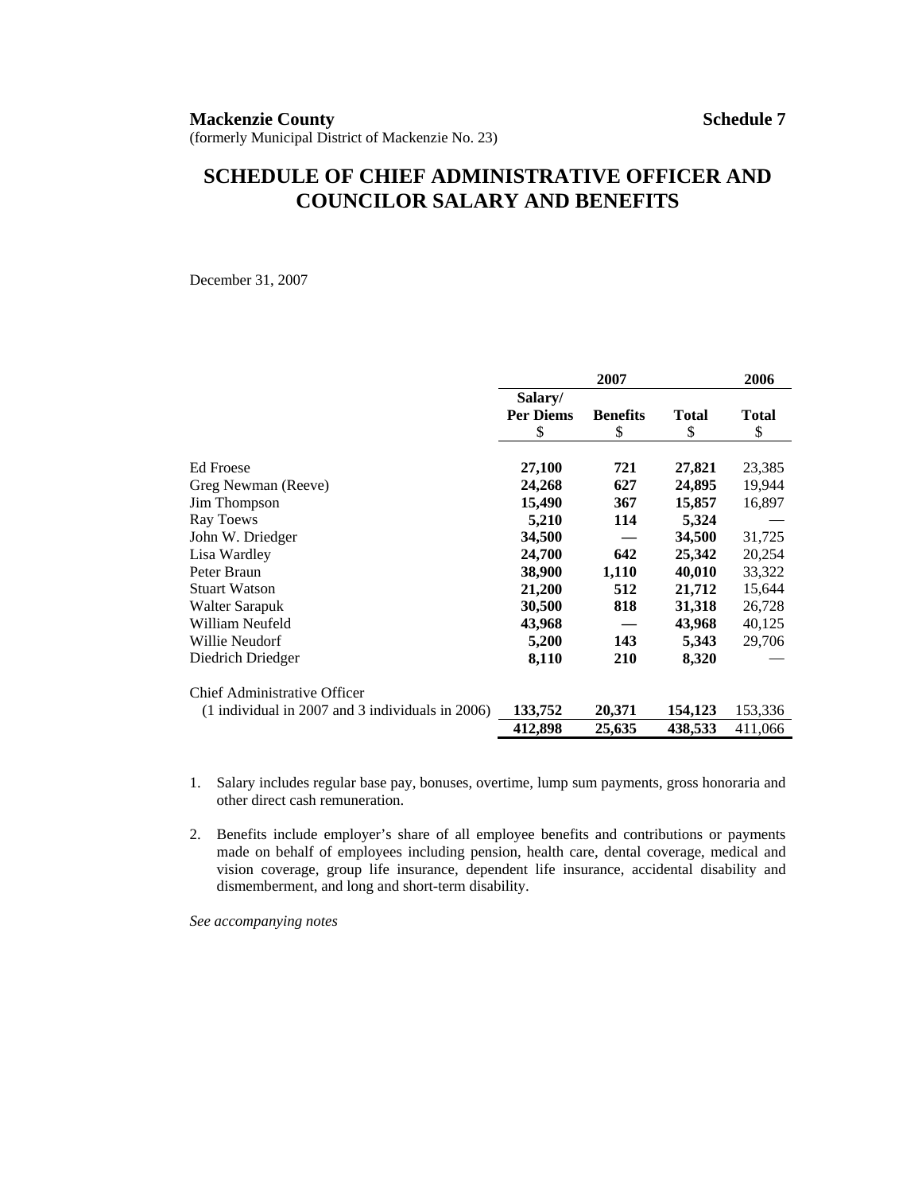**Mackenzie County** **Schedule 7**

(formerly Municipal District of Mackenzie No. 23)

# SCHEDULE OF CHIEF ADMINISTRATIVE OFFICER AND COUNCILOR SALARY AND BENEFITS

December 31, 2007

| | 2007 | | | 2006 |
|---|---|---|---|---|
| | Salary/ Per Diems $ | Benefits $ | Total $ | Total $ |
| Ed Froese | **27,100** | **721** | **27,821** | 23,385 |
| Greg Newman (Reeve) | **24,268** | **627** | **24,895** | 19,944 |
| Jim Thompson | **15,490** | **367** | **15,857** | 16,897 |
| Ray Toews | **5,210** | **114** | **5,324** | — |
| John W. Driedger | **34,500** | **—** | **34,500** | 31,725 |
| Lisa Wardley | **24,700** | **642** | **25,342** | 20,254 |
| Peter Braun | **38,900** | **1,110** | **40,010** | 33,322 |
| Stuart Watson | **21,200** | **512** | **21,712** | 15,644 |
| Walter Sarapuk | **30,500** | **818** | **31,318** | 26,728 |
| William Neufeld | **43,968** | **—** | **43,968** | 40,125 |
| Willie Neudorf | **5,200** | **143** | **5,343** | 29,706 |
| Diedrich Driedger | **8,110** | **210** | **8,320** | — |
| Chief Administrative Officer (1 individual in 2007 and 3 individuals in 2006) | **133,752** | **20,371** | **154,123** | 153,336 |
| | **412,898** | **25,635** | **438,533** | 411,066 |

1. Salary includes regular base pay, bonuses, overtime, lump sum payments, gross honoraria and other direct cash remuneration.

2. Benefits include employer's share of all employee benefits and contributions or payments made on behalf of employees including pension, health care, dental coverage, medical and vision coverage, group life insurance, dependent life insurance, accidental disability and dismemberment, and long and short-term disability.

*See accompanying notes*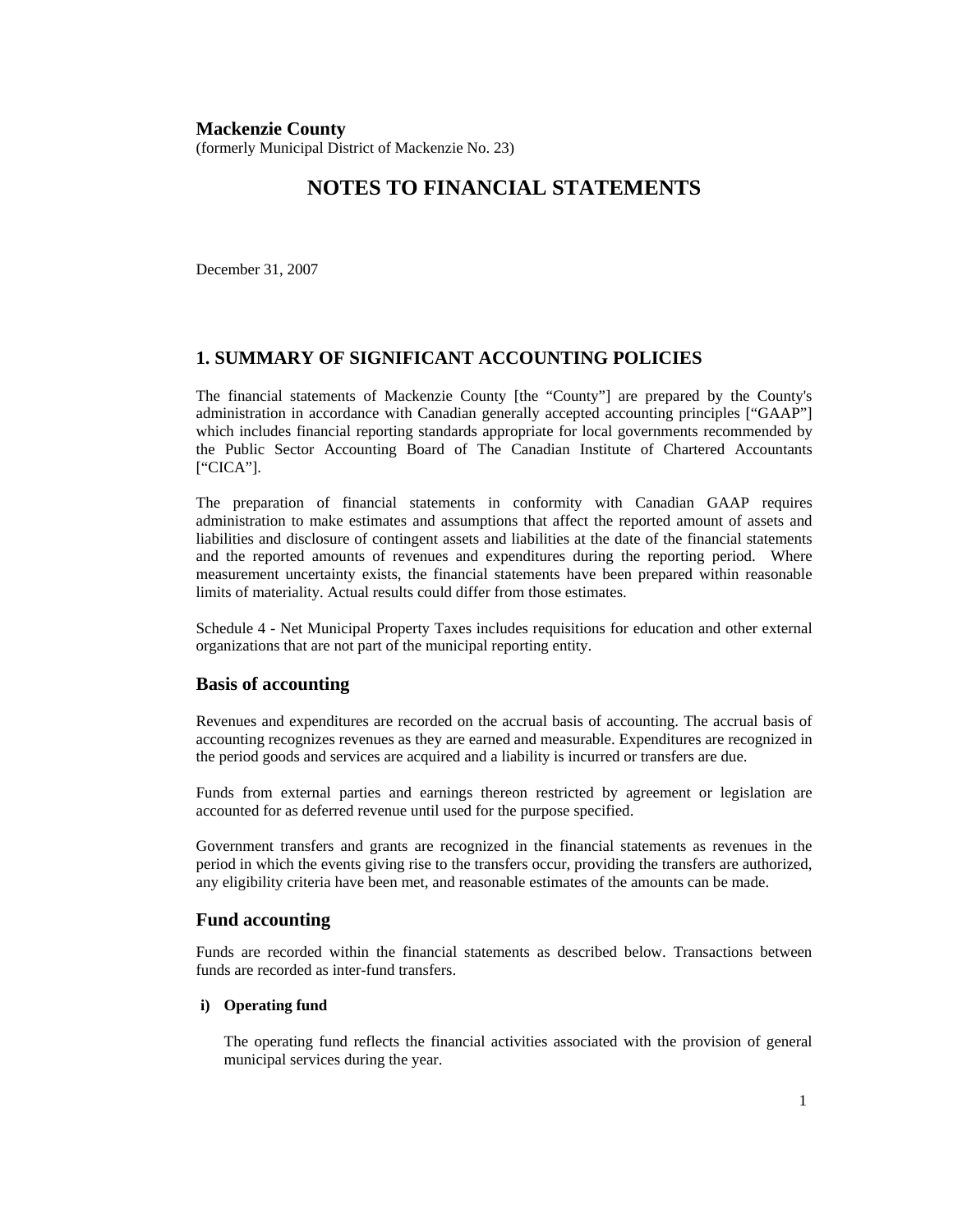**Mackenzie County**

(formerly Municipal District of Mackenzie No. 23)

# NOTES TO FINANCIAL STATEMENTS

December 31, 2007

## 1. SUMMARY OF SIGNIFICANT ACCOUNTING POLICIES

The financial statements of Mackenzie County [the "County"] are prepared by the County's administration in accordance with Canadian generally accepted accounting principles ["GAAP"] which includes financial reporting standards appropriate for local governments recommended by the Public Sector Accounting Board of The Canadian Institute of Chartered Accountants ["CICA"].

The preparation of financial statements in conformity with Canadian GAAP requires administration to make estimates and assumptions that affect the reported amount of assets and liabilities and disclosure of contingent assets and liabilities at the date of the financial statements and the reported amounts of revenues and expenditures during the reporting period. Where measurement uncertainty exists, the financial statements have been prepared within reasonable limits of materiality. Actual results could differ from those estimates.

Schedule 4 - Net Municipal Property Taxes includes requisitions for education and other external organizations that are not part of the municipal reporting entity.

### Basis of accounting

Revenues and expenditures are recorded on the accrual basis of accounting. The accrual basis of accounting recognizes revenues as they are earned and measurable. Expenditures are recognized in the period goods and services are acquired and a liability is incurred or transfers are due.

Funds from external parties and earnings thereon restricted by agreement or legislation are accounted for as deferred revenue until used for the purpose specified.

Government transfers and grants are recognized in the financial statements as revenues in the period in which the events giving rise to the transfers occur, providing the transfers are authorized, any eligibility criteria have been met, and reasonable estimates of the amounts can be made.

### Fund accounting

Funds are recorded within the financial statements as described below. Transactions between funds are recorded as inter-fund transfers.

**i) Operating fund**

The operating fund reflects the financial activities associated with the provision of general municipal services during the year.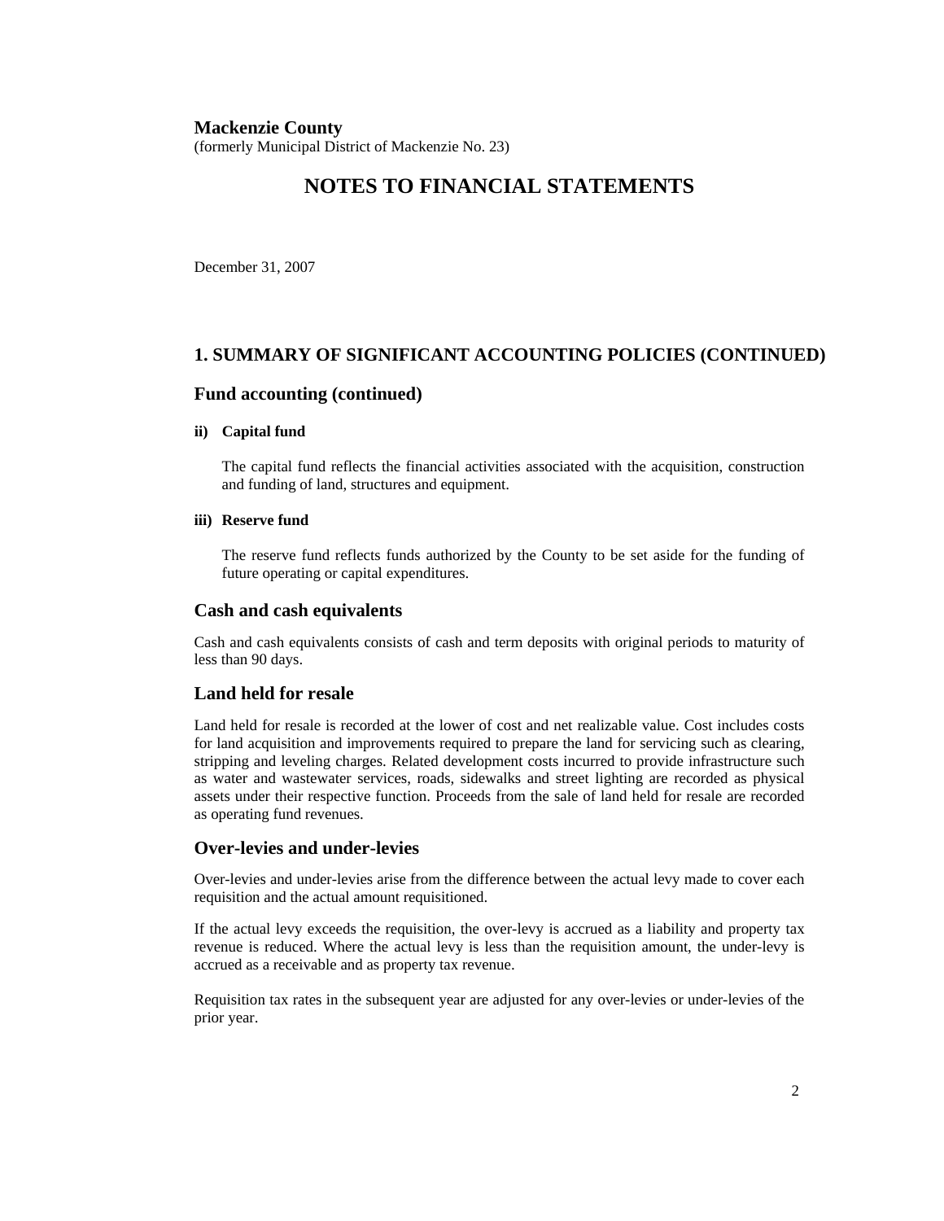**Mackenzie County**
(formerly Municipal District of Mackenzie No. 23)

# NOTES TO FINANCIAL STATEMENTS

December 31, 2007

## 1. SUMMARY OF SIGNIFICANT ACCOUNTING POLICIES (CONTINUED)

### Fund accounting (continued)

**ii) Capital fund**

The capital fund reflects the financial activities associated with the acquisition, construction and funding of land, structures and equipment.

**iii) Reserve fund**

The reserve fund reflects funds authorized by the County to be set aside for the funding of future operating or capital expenditures.

### Cash and cash equivalents

Cash and cash equivalents consists of cash and term deposits with original periods to maturity of less than 90 days.

### Land held for resale

Land held for resale is recorded at the lower of cost and net realizable value. Cost includes costs for land acquisition and improvements required to prepare the land for servicing such as clearing, stripping and leveling charges. Related development costs incurred to provide infrastructure such as water and wastewater services, roads, sidewalks and street lighting are recorded as physical assets under their respective function. Proceeds from the sale of land held for resale are recorded as operating fund revenues.

### Over-levies and under-levies

Over-levies and under-levies arise from the difference between the actual levy made to cover each requisition and the actual amount requisitioned.

If the actual levy exceeds the requisition, the over-levy is accrued as a liability and property tax revenue is reduced. Where the actual levy is less than the requisition amount, the under-levy is accrued as a receivable and as property tax revenue.

Requisition tax rates in the subsequent year are adjusted for any over-levies or under-levies of the prior year.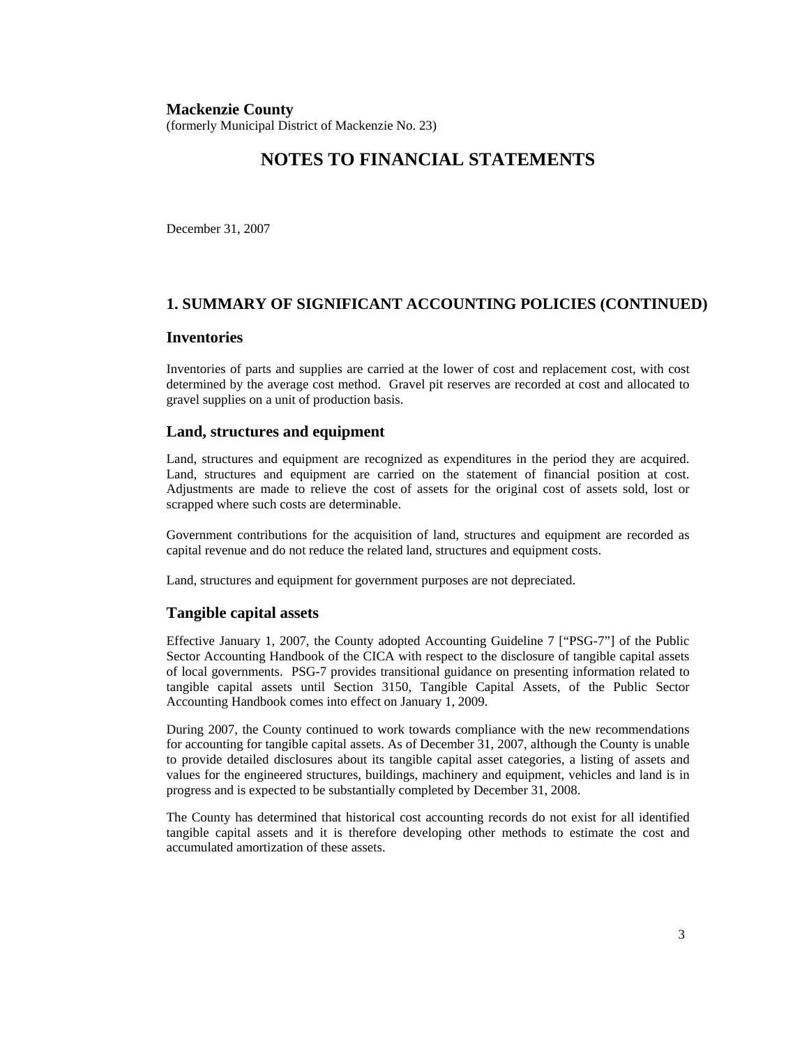**Mackenzie County**
(formerly Municipal District of Mackenzie No. 23)

# NOTES TO FINANCIAL STATEMENTS

December 31, 2007

## 1. SUMMARY OF SIGNIFICANT ACCOUNTING POLICIES (CONTINUED)

### Inventories

Inventories of parts and supplies are carried at the lower of cost and replacement cost, with cost determined by the average cost method. Gravel pit reserves are recorded at cost and allocated to gravel supplies on a unit of production basis.

### Land, structures and equipment

Land, structures and equipment are recognized as expenditures in the period they are acquired. Land, structures and equipment are carried on the statement of financial position at cost. Adjustments are made to relieve the cost of assets for the original cost of assets sold, lost or scrapped where such costs are determinable.

Government contributions for the acquisition of land, structures and equipment are recorded as capital revenue and do not reduce the related land, structures and equipment costs.

Land, structures and equipment for government purposes are not depreciated.

### Tangible capital assets

Effective January 1, 2007, the County adopted Accounting Guideline 7 ["PSG-7"] of the Public Sector Accounting Handbook of the CICA with respect to the disclosure of tangible capital assets of local governments. PSG-7 provides transitional guidance on presenting information related to tangible capital assets until Section 3150, Tangible Capital Assets, of the Public Sector Accounting Handbook comes into effect on January 1, 2009.

During 2007, the County continued to work towards compliance with the new recommendations for accounting for tangible capital assets. As of December 31, 2007, although the County is unable to provide detailed disclosures about its tangible capital asset categories, a listing of assets and values for the engineered structures, buildings, machinery and equipment, vehicles and land is in progress and is expected to be substantially completed by December 31, 2008.

The County has determined that historical cost accounting records do not exist for all identified tangible capital assets and it is therefore developing other methods to estimate the cost and accumulated amortization of these assets.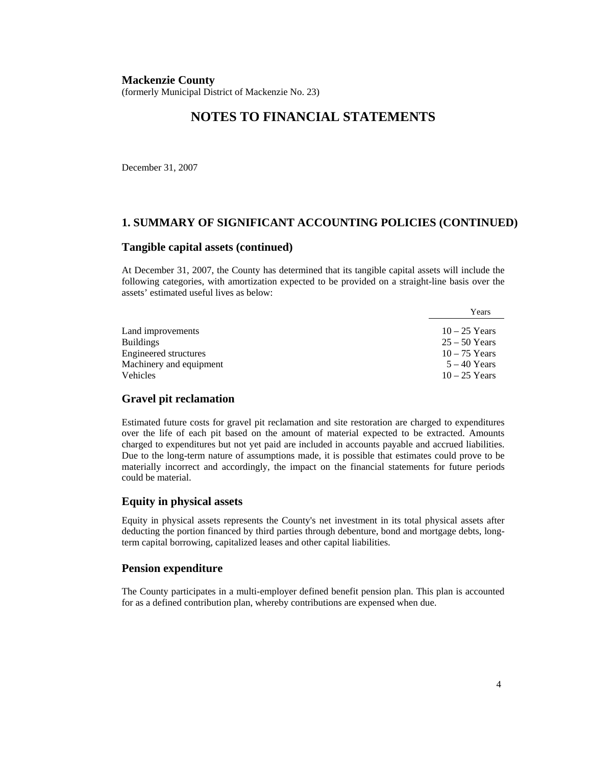**Mackenzie County**
(formerly Municipal District of Mackenzie No. 23)

# NOTES TO FINANCIAL STATEMENTS

December 31, 2007

## 1. SUMMARY OF SIGNIFICANT ACCOUNTING POLICIES (CONTINUED)

### Tangible capital assets (continued)

At December 31, 2007, the County has determined that its tangible capital assets will include the following categories, with amortization expected to be provided on a straight-line basis over the assets' estimated useful lives as below:

| | Years |
|---|---|
| Land improvements | 10 – 25 Years |
| Buildings | 25 – 50 Years |
| Engineered structures | 10 – 75 Years |
| Machinery and equipment | 5 – 40 Years |
| Vehicles | 10 – 25 Years |

### Gravel pit reclamation

Estimated future costs for gravel pit reclamation and site restoration are charged to expenditures over the life of each pit based on the amount of material expected to be extracted. Amounts charged to expenditures but not yet paid are included in accounts payable and accrued liabilities. Due to the long-term nature of assumptions made, it is possible that estimates could prove to be materially incorrect and accordingly, the impact on the financial statements for future periods could be material.

### Equity in physical assets

Equity in physical assets represents the County's net investment in its total physical assets after deducting the portion financed by third parties through debenture, bond and mortgage debts, long-term capital borrowing, capitalized leases and other capital liabilities.

### Pension expenditure

The County participates in a multi-employer defined benefit pension plan. This plan is accounted for as a defined contribution plan, whereby contributions are expensed when due.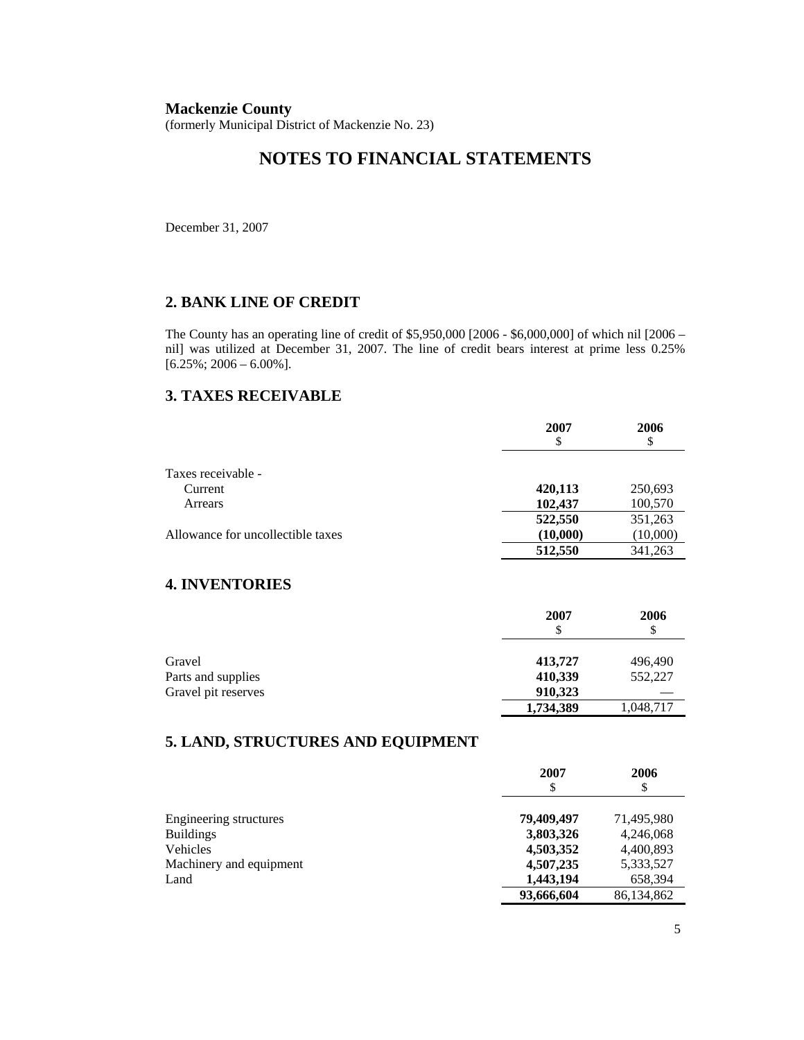**Mackenzie County**
(formerly Municipal District of Mackenzie No. 23)

# NOTES TO FINANCIAL STATEMENTS

December 31, 2007

## 2. BANK LINE OF CREDIT

The County has an operating line of credit of $5,950,000 [2006 - $6,000,000] of which nil [2006 – nil] was utilized at December 31, 2007. The line of credit bears interest at prime less 0.25% [6.25%; 2006 – 6.00%].

## 3. TAXES RECEIVABLE

| | 2007<br>$ | 2006<br>$ |
|---|---|---|
| Taxes receivable - | | |
| Current | **420,113** | 250,693 |
| Arrears | **102,437** | 100,570 |
| | **522,550** | 351,263 |
| Allowance for uncollectible taxes | **(10,000)** | (10,000) |
| | **512,550** | 341,263 |

## 4. INVENTORIES

| | 2007<br>$ | 2006<br>$ |
|---|---|---|
| Gravel | **413,727** | 496,490 |
| Parts and supplies | **410,339** | 552,227 |
| Gravel pit reserves | **910,323** | — |
| | **1,734,389** | 1,048,717 |

## 5. LAND, STRUCTURES AND EQUIPMENT

| | 2007<br>$ | 2006<br>$ |
|---|---|---|
| Engineering structures | **79,409,497** | 71,495,980 |
| Buildings | **3,803,326** | 4,246,068 |
| Vehicles | **4,503,352** | 4,400,893 |
| Machinery and equipment | **4,507,235** | 5,333,527 |
| Land | **1,443,194** | 658,394 |
| | **93,666,604** | 86,134,862 |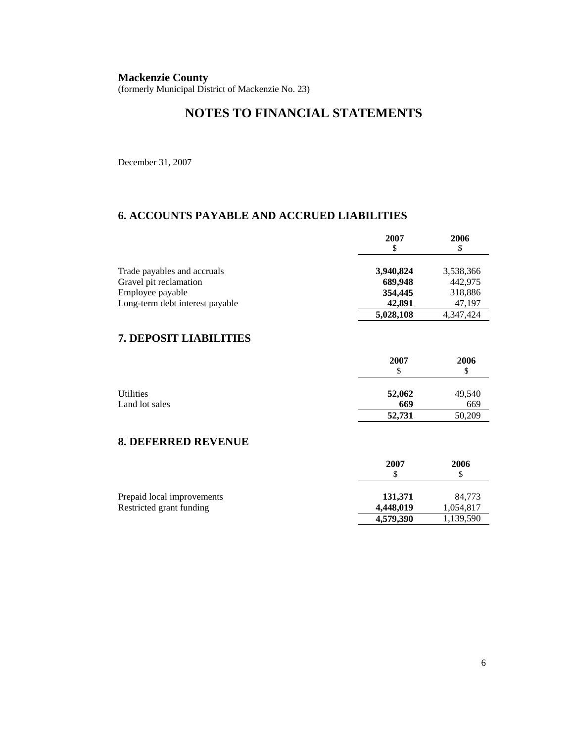**Mackenzie County**
(formerly Municipal District of Mackenzie No. 23)

# NOTES TO FINANCIAL STATEMENTS

December 31, 2007

## 6. ACCOUNTS PAYABLE AND ACCRUED LIABILITIES

| | 2007<br>$ | 2006<br>$ |
|---|---|---|
| Trade payables and accruals | **3,940,824** | 3,538,366 |
| Gravel pit reclamation | **689,948** | 442,975 |
| Employee payable | **354,445** | 318,886 |
| Long-term debt interest payable | **42,891** | 47,197 |
| | **5,028,108** | 4,347,424 |

## 7. DEPOSIT LIABILITIES

| | 2007<br>$ | 2006<br>$ |
|---|---|---|
| Utilities | **52,062** | 49,540 |
| Land lot sales | **669** | 669 |
| | **52,731** | 50,209 |

## 8. DEFERRED REVENUE

| | 2007<br>$ | 2006<br>$ |
|---|---|---|
| Prepaid local improvements | **131,371** | 84,773 |
| Restricted grant funding | **4,448,019** | 1,054,817 |
| | **4,579,390** | 1,139,590 |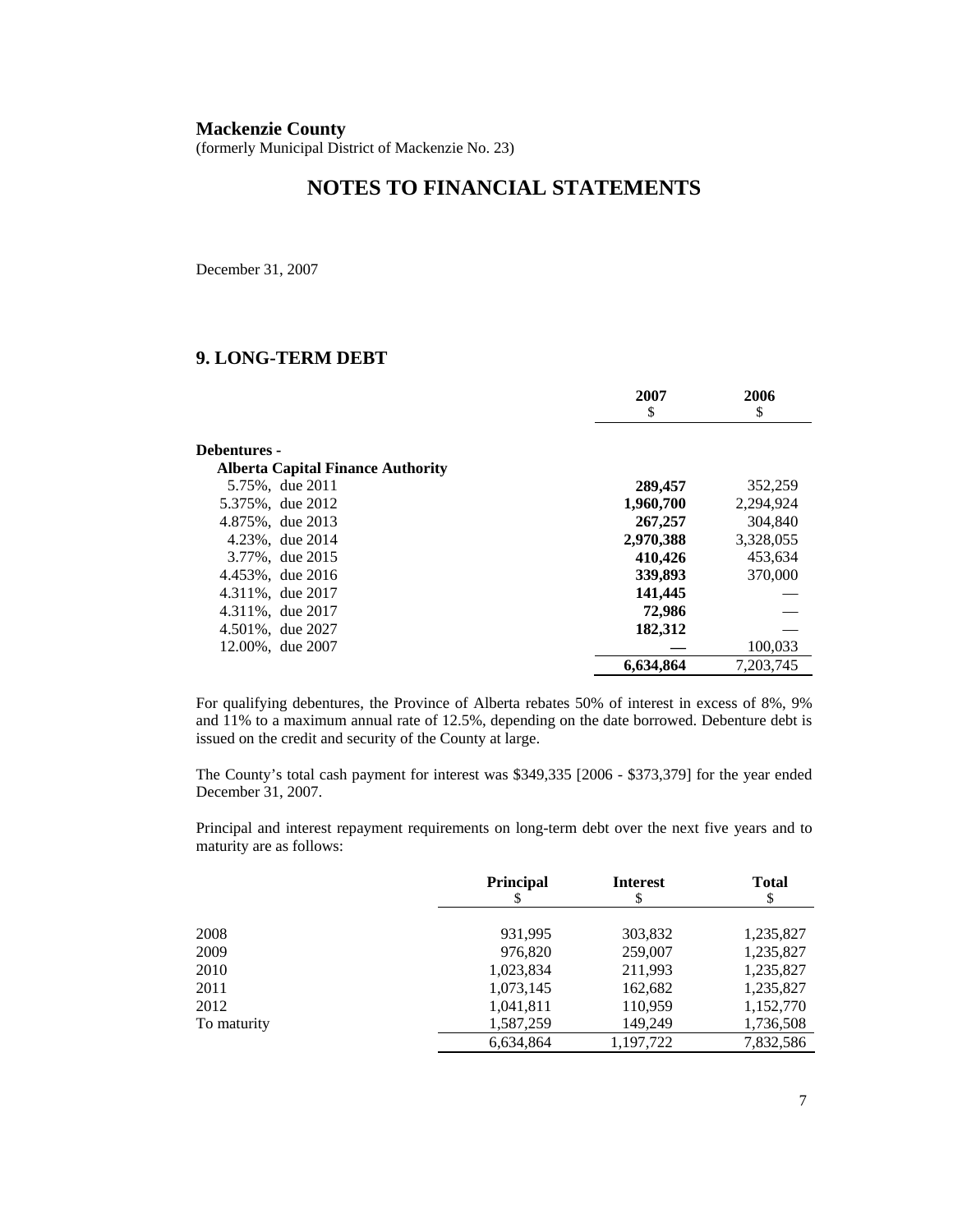**Mackenzie County**
(formerly Municipal District of Mackenzie No. 23)

# NOTES TO FINANCIAL STATEMENTS

December 31, 2007

## 9. LONG-TERM DEBT

| | 2007<br>$ | 2006<br>$ |
|---|---|---|
| **Debentures -** | | |
| **Alberta Capital Finance Authority** | | |
| 5.75%, due 2011 | **289,457** | 352,259 |
| 5.375%, due 2012 | **1,960,700** | 2,294,924 |
| 4.875%, due 2013 | **267,257** | 304,840 |
| 4.23%, due 2014 | **2,970,388** | 3,328,055 |
| 3.77%, due 2015 | **410,426** | 453,634 |
| 4.453%, due 2016 | **339,893** | 370,000 |
| 4.311%, due 2017 | **141,445** | — |
| 4.311%, due 2017 | **72,986** | — |
| 4.501%, due 2027 | **182,312** | — |
| 12.00%, due 2007 | **—** | 100,033 |
| | **6,634,864** | 7,203,745 |

For qualifying debentures, the Province of Alberta rebates 50% of interest in excess of 8%, 9% and 11% to a maximum annual rate of 12.5%, depending on the date borrowed. Debenture debt is issued on the credit and security of the County at large.

The County's total cash payment for interest was $349,335 [2006 - $373,379] for the year ended December 31, 2007.

Principal and interest repayment requirements on long-term debt over the next five years and to maturity are as follows:

| | Principal<br>$ | Interest<br>$ | Total<br>$ |
|---|---|---|---|
| 2008 | 931,995 | 303,832 | 1,235,827 |
| 2009 | 976,820 | 259,007 | 1,235,827 |
| 2010 | 1,023,834 | 211,993 | 1,235,827 |
| 2011 | 1,073,145 | 162,682 | 1,235,827 |
| 2012 | 1,041,811 | 110,959 | 1,152,770 |
| To maturity | 1,587,259 | 149,249 | 1,736,508 |
| | 6,634,864 | 1,197,722 | 7,832,586 |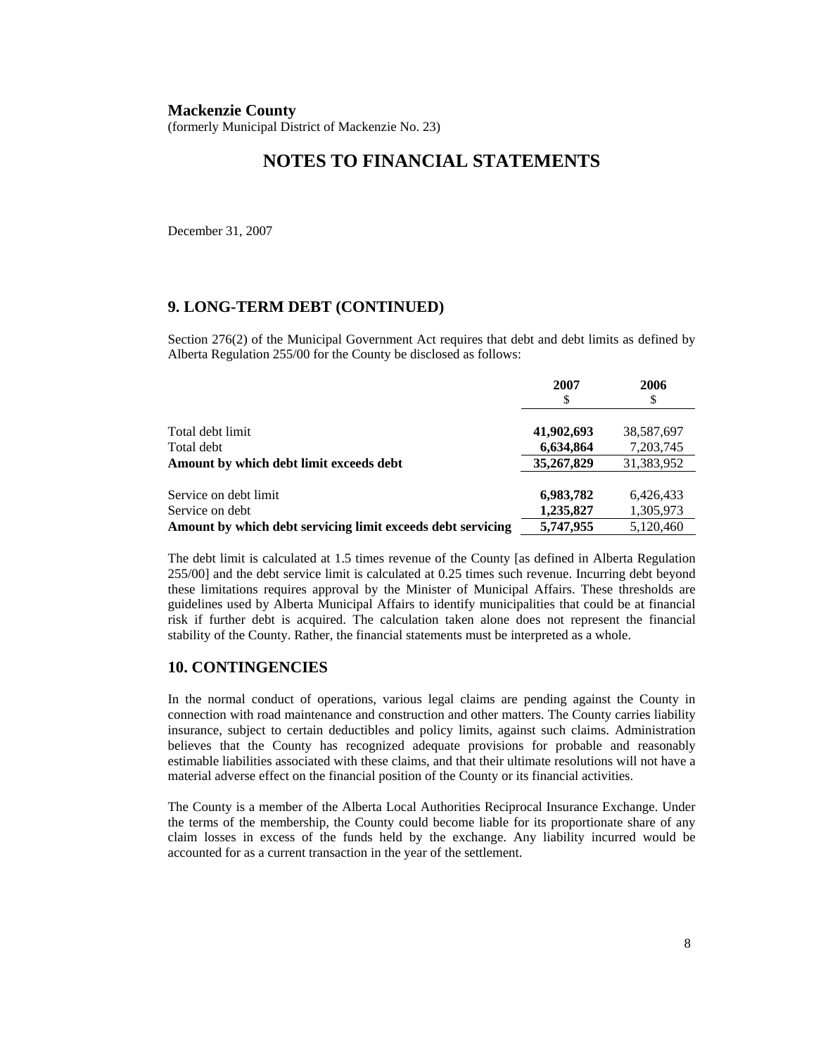**Mackenzie County**
(formerly Municipal District of Mackenzie No. 23)

# NOTES TO FINANCIAL STATEMENTS

December 31, 2007

## 9. LONG-TERM DEBT (CONTINUED)

Section 276(2) of the Municipal Government Act requires that debt and debt limits as defined by Alberta Regulation 255/00 for the County be disclosed as follows:

| | 2007<br>$ | 2006<br>$ |
|---|---|---|
| Total debt limit | **41,902,693** | 38,587,697 |
| Total debt | **6,634,864** | 7,203,745 |
| **Amount by which debt limit exceeds debt** | **35,267,829** | 31,383,952 |
| | | |
| Service on debt limit | **6,983,782** | 6,426,433 |
| Service on debt | **1,235,827** | 1,305,973 |
| **Amount by which debt servicing limit exceeds debt servicing** | **5,747,955** | 5,120,460 |

The debt limit is calculated at 1.5 times revenue of the County [as defined in Alberta Regulation 255/00] and the debt service limit is calculated at 0.25 times such revenue. Incurring debt beyond these limitations requires approval by the Minister of Municipal Affairs. These thresholds are guidelines used by Alberta Municipal Affairs to identify municipalities that could be at financial risk if further debt is acquired. The calculation taken alone does not represent the financial stability of the County. Rather, the financial statements must be interpreted as a whole.

## 10. CONTINGENCIES

In the normal conduct of operations, various legal claims are pending against the County in connection with road maintenance and construction and other matters. The County carries liability insurance, subject to certain deductibles and policy limits, against such claims. Administration believes that the County has recognized adequate provisions for probable and reasonably estimable liabilities associated with these claims, and that their ultimate resolutions will not have a material adverse effect on the financial position of the County or its financial activities.

The County is a member of the Alberta Local Authorities Reciprocal Insurance Exchange. Under the terms of the membership, the County could become liable for its proportionate share of any claim losses in excess of the funds held by the exchange. Any liability incurred would be accounted for as a current transaction in the year of the settlement.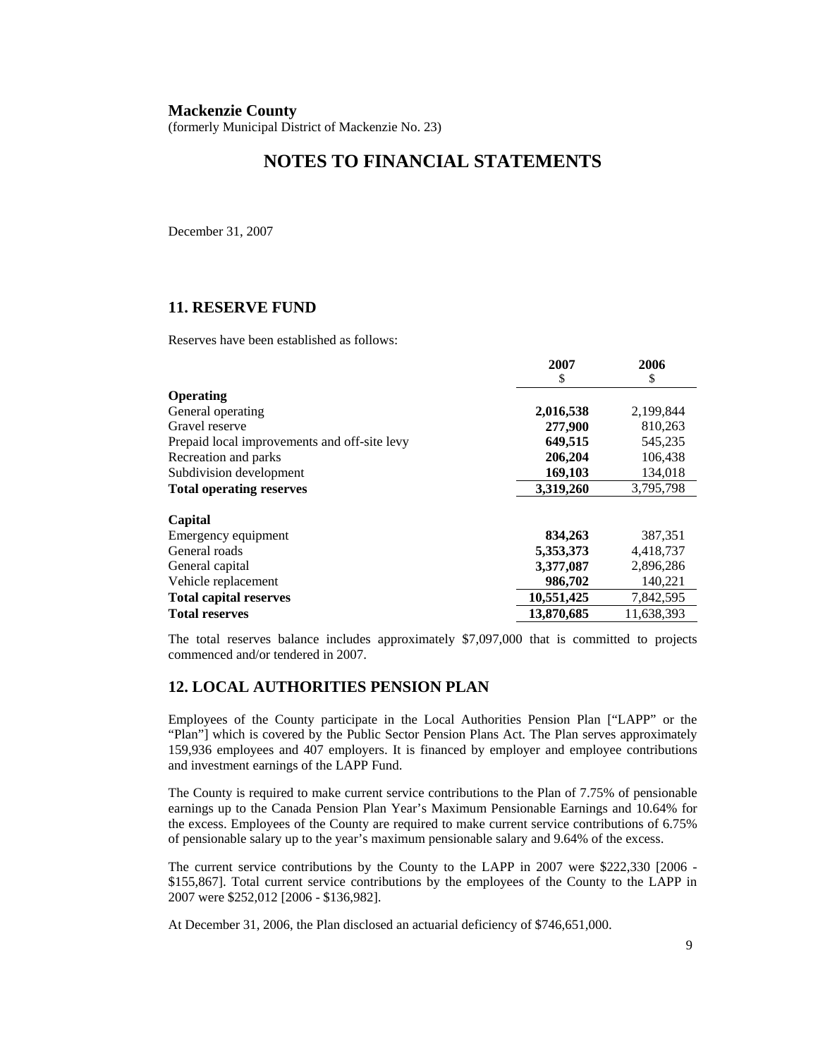**Mackenzie County**
(formerly Municipal District of Mackenzie No. 23)

# NOTES TO FINANCIAL STATEMENTS

December 31, 2007

## 11. RESERVE FUND

Reserves have been established as follows:

| | 2007<br>$ | 2006<br>$ |
|---|---|---|
| **Operating** | | |
| General operating | **2,016,538** | 2,199,844 |
| Gravel reserve | **277,900** | 810,263 |
| Prepaid local improvements and off-site levy | **649,515** | 545,235 |
| Recreation and parks | **206,204** | 106,438 |
| Subdivision development | **169,103** | 134,018 |
| **Total operating reserves** | **3,319,260** | 3,795,798 |
| **Capital** | | |
| Emergency equipment | **834,263** | 387,351 |
| General roads | **5,353,373** | 4,418,737 |
| General capital | **3,377,087** | 2,896,286 |
| Vehicle replacement | **986,702** | 140,221 |
| **Total capital reserves** | **10,551,425** | 7,842,595 |
| **Total reserves** | **13,870,685** | 11,638,393 |

The total reserves balance includes approximately $7,097,000 that is committed to projects commenced and/or tendered in 2007.

## 12. LOCAL AUTHORITIES PENSION PLAN

Employees of the County participate in the Local Authorities Pension Plan ["LAPP" or the "Plan"] which is covered by the Public Sector Pension Plans Act. The Plan serves approximately 159,936 employees and 407 employers. It is financed by employer and employee contributions and investment earnings of the LAPP Fund.

The County is required to make current service contributions to the Plan of 7.75% of pensionable earnings up to the Canada Pension Plan Year's Maximum Pensionable Earnings and 10.64% for the excess. Employees of the County are required to make current service contributions of 6.75% of pensionable salary up to the year's maximum pensionable salary and 9.64% of the excess.

The current service contributions by the County to the LAPP in 2007 were $222,330 [2006 - $155,867]. Total current service contributions by the employees of the County to the LAPP in 2007 were $252,012 [2006 - $136,982].

At December 31, 2006, the Plan disclosed an actuarial deficiency of $746,651,000.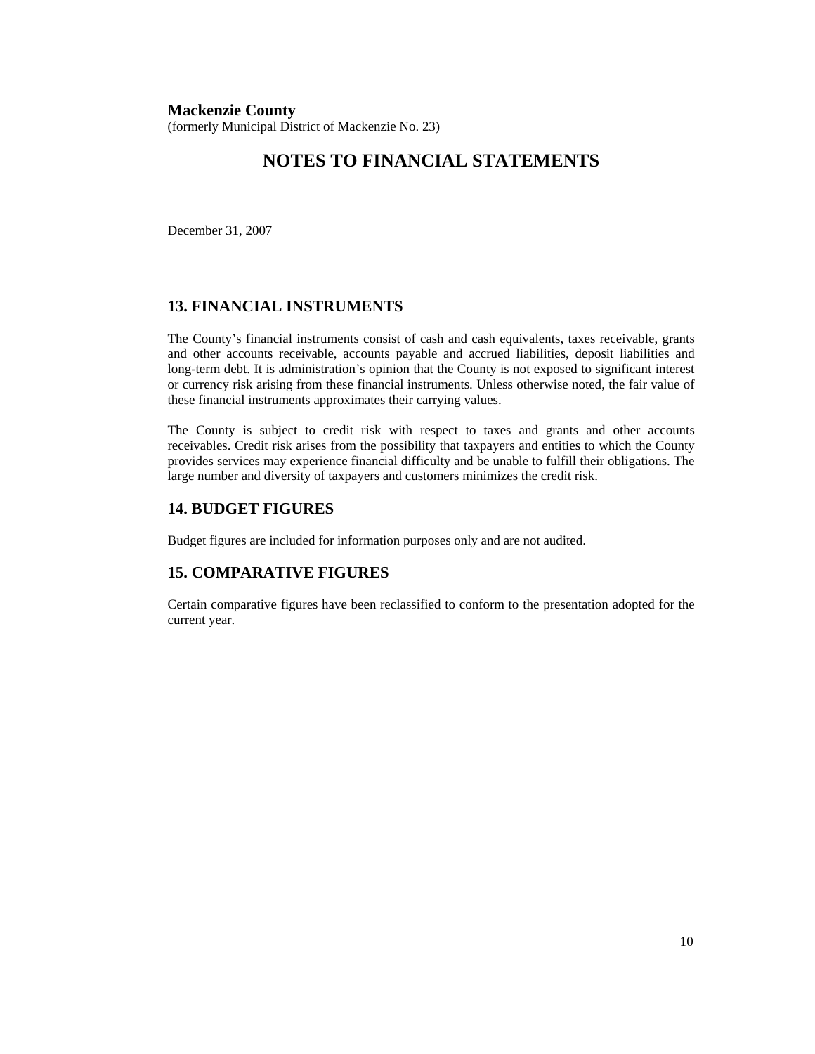**Mackenzie County**
(formerly Municipal District of Mackenzie No. 23)

# NOTES TO FINANCIAL STATEMENTS

December 31, 2007

## 13. FINANCIAL INSTRUMENTS

The County's financial instruments consist of cash and cash equivalents, taxes receivable, grants and other accounts receivable, accounts payable and accrued liabilities, deposit liabilities and long-term debt. It is administration's opinion that the County is not exposed to significant interest or currency risk arising from these financial instruments. Unless otherwise noted, the fair value of these financial instruments approximates their carrying values.

The County is subject to credit risk with respect to taxes and grants and other accounts receivables. Credit risk arises from the possibility that taxpayers and entities to which the County provides services may experience financial difficulty and be unable to fulfill their obligations. The large number and diversity of taxpayers and customers minimizes the credit risk.

## 14. BUDGET FIGURES

Budget figures are included for information purposes only and are not audited.

## 15. COMPARATIVE FIGURES

Certain comparative figures have been reclassified to conform to the presentation adopted for the current year.